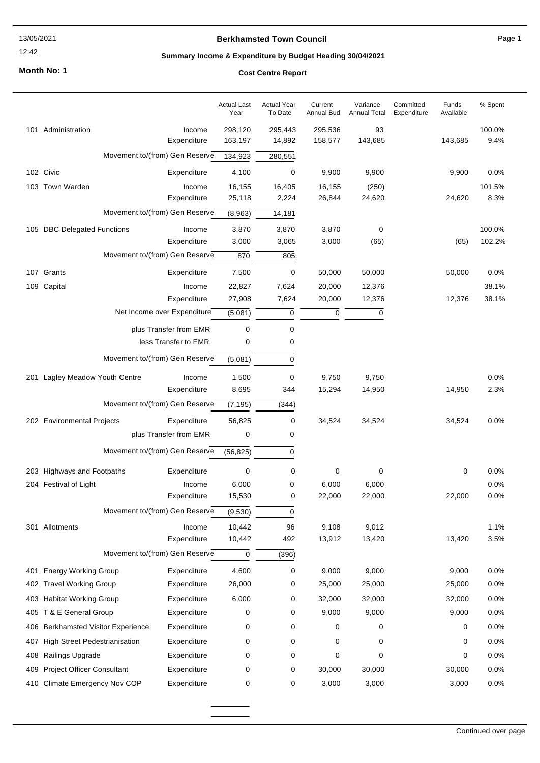13/05/2021

12:42

**Month No: 1**

# Berkhamsted Town Council

## Summary Income & Expenditure by Budget Heading 30/04/2021

### Cost Centre Report

| | | | Actual Last Year | Actual Year To Date | Current Annual Bud | Variance Annual Total | Committed Expenditure | Funds Available | % Spent |
|---|---|---|---|---|---|---|---|---|---|
| 101 | Administration | Income | 298,120 | 295,443 | 295,536 | 93 | | | 100.0% |
| | | Expenditure | 163,197 | 14,892 | 158,577 | 143,685 | | 143,685 | 9.4% |
| | Movement to/(from) Gen Reserve | | 134,923 | 280,551 | | | | | |
| 102 | Civic | Expenditure | 4,100 | 0 | 9,900 | 9,900 | | 9,900 | 0.0% |
| 103 | Town Warden | Income | 16,155 | 16,405 | 16,155 | (250) | | | 101.5% |
| | | Expenditure | 25,118 | 2,224 | 26,844 | 24,620 | | 24,620 | 8.3% |
| | Movement to/(from) Gen Reserve | | (8,963) | 14,181 | | | | | |
| 105 | DBC Delegated Functions | Income | 3,870 | 3,870 | 3,870 | 0 | | | 100.0% |
| | | Expenditure | 3,000 | 3,065 | 3,000 | (65) | | (65) | 102.2% |
| | Movement to/(from) Gen Reserve | | 870 | 805 | | | | | |
| 107 | Grants | Expenditure | 7,500 | 0 | 50,000 | 50,000 | | 50,000 | 0.0% |
| 109 | Capital | Income | 22,827 | 7,624 | 20,000 | 12,376 | | | 38.1% |
| | | Expenditure | 27,908 | 7,624 | 20,000 | 12,376 | | 12,376 | 38.1% |
| | Net Income over Expenditure | | (5,081) | 0 | 0 | 0 | | | |
| | plus Transfer from EMR | | 0 | 0 | | | | | |
| | less Transfer to EMR | | 0 | 0 | | | | | |
| | Movement to/(from) Gen Reserve | | (5,081) | 0 | | | | | |
| 201 | Lagley Meadow Youth Centre | Income | 1,500 | 0 | 9,750 | 9,750 | | | 0.0% |
| | | Expenditure | 8,695 | 344 | 15,294 | 14,950 | | 14,950 | 2.3% |
| | Movement to/(from) Gen Reserve | | (7,195) | (344) | | | | | |
| 202 | Environmental Projects | Expenditure | 56,825 | 0 | 34,524 | 34,524 | | 34,524 | 0.0% |
| | plus Transfer from EMR | | 0 | 0 | | | | | |
| | Movement to/(from) Gen Reserve | | (56,825) | 0 | | | | | |
| 203 | Highways and Footpaths | Expenditure | 0 | 0 | 0 | 0 | | 0 | 0.0% |
| 204 | Festival of Light | Income | 6,000 | 0 | 6,000 | 6,000 | | | 0.0% |
| | | Expenditure | 15,530 | 0 | 22,000 | 22,000 | | 22,000 | 0.0% |
| | Movement to/(from) Gen Reserve | | (9,530) | 0 | | | | | |
| 301 | Allotments | Income | 10,442 | 96 | 9,108 | 9,012 | | | 1.1% |
| | | Expenditure | 10,442 | 492 | 13,912 | 13,420 | | 13,420 | 3.5% |
| | Movement to/(from) Gen Reserve | | 0 | (396) | | | | | |
| 401 | Energy Working Group | Expenditure | 4,600 | 0 | 9,000 | 9,000 | | 9,000 | 0.0% |
| 402 | Travel Working Group | Expenditure | 26,000 | 0 | 25,000 | 25,000 | | 25,000 | 0.0% |
| 403 | Habitat Working Group | Expenditure | 6,000 | 0 | 32,000 | 32,000 | | 32,000 | 0.0% |
| 405 | T & E General Group | Expenditure | 0 | 0 | 9,000 | 9,000 | | 9,000 | 0.0% |
| 406 | Berkhamsted Visitor Experience | Expenditure | 0 | 0 | 0 | 0 | | 0 | 0.0% |
| 407 | High Street Pedestrianisation | Expenditure | 0 | 0 | 0 | 0 | | 0 | 0.0% |
| 408 | Railings Upgrade | Expenditure | 0 | 0 | 0 | 0 | | 0 | 0.0% |
| 409 | Project Officer Consultant | Expenditure | 0 | 0 | 30,000 | 30,000 | | 30,000 | 0.0% |
| 410 | Climate Emergency Nov COP | Expenditure | 0 | 0 | 3,000 | 3,000 | | 3,000 | 0.0% |

Continued over page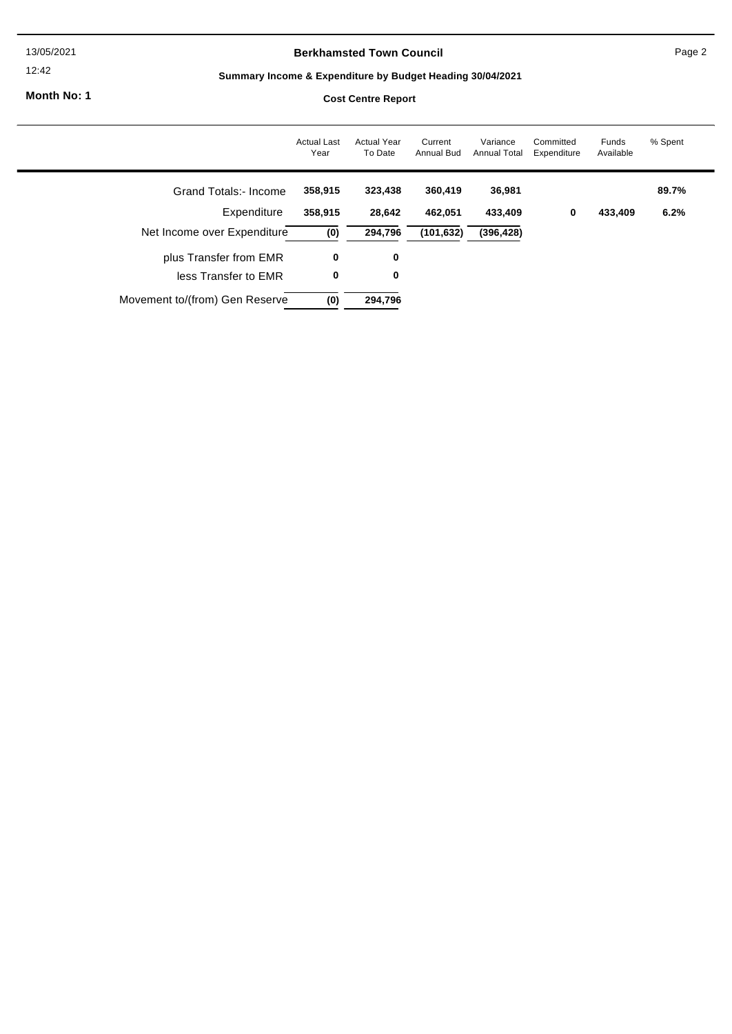**Berkhamsted Town Council**

**Summary Income & Expenditure by Budget Heading 30/04/2021**

**Month No: 1**

**Cost Centre Report**

| | Actual Last Year | Actual Year To Date | Current Annual Bud | Variance Annual Total | Committed Expenditure | Funds Available | % Spent |
|---|---|---|---|---|---|---|---|
| Grand Totals:- Income | **358,915** | **323,438** | **360,419** | **36,981** | | | **89.7%** |
| Expenditure | **358,915** | **28,642** | **462,051** | **433,409** | **0** | **433,409** | **6.2%** |
| Net Income over Expenditure | **(0)** | **294,796** | **(101,632)** | **(396,428)** | | | |
| plus Transfer from EMR | **0** | **0** | | | | | |
| less Transfer to EMR | **0** | **0** | | | | | |
| Movement to/(from) Gen Reserve | **(0)** | **294,796** | | | | | |